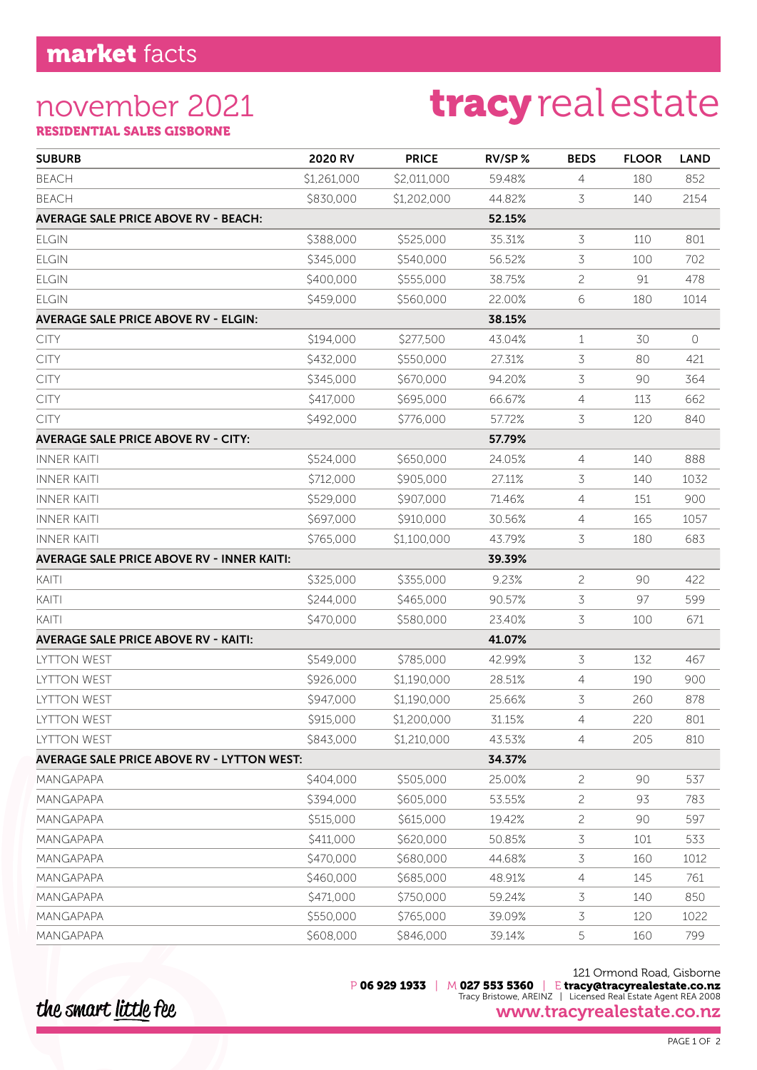# market facts

## november 2021

**RESIDENTIAL SALES GISBORNE**

# tracy real estate

| SUBURB | 2020 RV | PRICE | RV/SP % | BEDS | FLOOR | LAND |
|---|---|---|---|---|---|---|
| BEACH | $1,261,000 | $2,011,000 | 59.48% | 4 | 180 | 852 |
| BEACH | $830,000 | $1,202,000 | 44.82% | 3 | 140 | 2154 |
| **AVERAGE SALE PRICE ABOVE RV - BEACH:** | | | **52.15%** | | | |
| ELGIN | $388,000 | $525,000 | 35.31% | 3 | 110 | 801 |
| ELGIN | $345,000 | $540,000 | 56.52% | 3 | 100 | 702 |
| ELGIN | $400,000 | $555,000 | 38.75% | 2 | 91 | 478 |
| ELGIN | $459,000 | $560,000 | 22.00% | 6 | 180 | 1014 |
| **AVERAGE SALE PRICE ABOVE RV - ELGIN:** | | | **38.15%** | | | |
| CITY | $194,000 | $277,500 | 43.04% | 1 | 30 | 0 |
| CITY | $432,000 | $550,000 | 27.31% | 3 | 80 | 421 |
| CITY | $345,000 | $670,000 | 94.20% | 3 | 90 | 364 |
| CITY | $417,000 | $695,000 | 66.67% | 4 | 113 | 662 |
| CITY | $492,000 | $776,000 | 57.72% | 3 | 120 | 840 |
| **AVERAGE SALE PRICE ABOVE RV - CITY:** | | | **57.79%** | | | |
| INNER KAITI | $524,000 | $650,000 | 24.05% | 4 | 140 | 888 |
| INNER KAITI | $712,000 | $905,000 | 27.11% | 3 | 140 | 1032 |
| INNER KAITI | $529,000 | $907,000 | 71.46% | 4 | 151 | 900 |
| INNER KAITI | $697,000 | $910,000 | 30.56% | 4 | 165 | 1057 |
| INNER KAITI | $765,000 | $1,100,000 | 43.79% | 3 | 180 | 683 |
| **AVERAGE SALE PRICE ABOVE RV - INNER KAITI:** | | | **39.39%** | | | |
| KAITI | $325,000 | $355,000 | 9.23% | 2 | 90 | 422 |
| KAITI | $244,000 | $465,000 | 90.57% | 3 | 97 | 599 |
| KAITI | $470,000 | $580,000 | 23.40% | 3 | 100 | 671 |
| **AVERAGE SALE PRICE ABOVE RV - KAITI:** | | | **41.07%** | | | |
| LYTTON WEST | $549,000 | $785,000 | 42.99% | 3 | 132 | 467 |
| LYTTON WEST | $926,000 | $1,190,000 | 28.51% | 4 | 190 | 900 |
| LYTTON WEST | $947,000 | $1,190,000 | 25.66% | 3 | 260 | 878 |
| LYTTON WEST | $915,000 | $1,200,000 | 31.15% | 4 | 220 | 801 |
| LYTTON WEST | $843,000 | $1,210,000 | 43.53% | 4 | 205 | 810 |
| **AVERAGE SALE PRICE ABOVE RV - LYTTON WEST:** | | | **34.37%** | | | |
| MANGAPAPA | $404,000 | $505,000 | 25.00% | 2 | 90 | 537 |
| MANGAPAPA | $394,000 | $605,000 | 53.55% | 2 | 93 | 783 |
| MANGAPAPA | $515,000 | $615,000 | 19.42% | 2 | 90 | 597 |
| MANGAPAPA | $411,000 | $620,000 | 50.85% | 3 | 101 | 533 |
| MANGAPAPA | $470,000 | $680,000 | 44.68% | 3 | 160 | 1012 |
| MANGAPAPA | $460,000 | $685,000 | 48.91% | 4 | 145 | 761 |
| MANGAPAPA | $471,000 | $750,000 | 59.24% | 3 | 140 | 850 |
| MANGAPAPA | $550,000 | $765,000 | 39.09% | 3 | 120 | 1022 |
| MANGAPAPA | $608,000 | $846,000 | 39.14% | 5 | 160 | 799 |

*the smart little fee*

121 Ormond Road, Gisborne
P **06 929 1933** | M **027 553 5360** | E **tracy@tracyrealestate.co.nz**
Tracy Bristowe, AREINZ | Licensed Real Estate Agent REA 2008
**www.tracyrealestate.co.nz**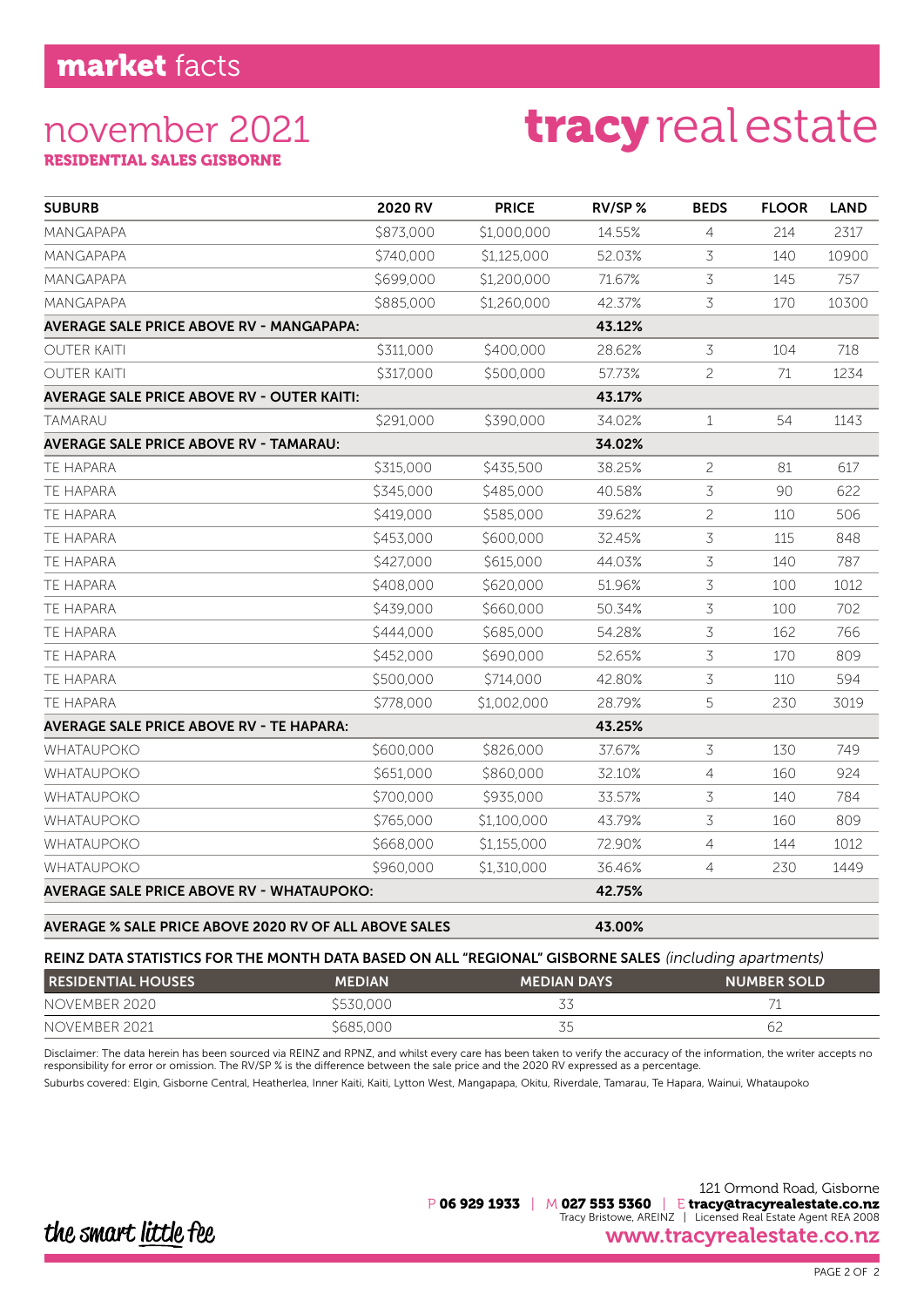## market facts

# november 2021

**RESIDENTIAL SALES GISBORNE**

**tracy** real estate

| SUBURB | 2020 RV | PRICE | RV/SP % | BEDS | FLOOR | LAND |
|---|---|---|---|---|---|---|
| MANGAPAPA | $873,000 | $1,000,000 | 14.55% | 4 | 214 | 2317 |
| MANGAPAPA | $740,000 | $1,125,000 | 52.03% | 3 | 140 | 10900 |
| MANGAPAPA | $699,000 | $1,200,000 | 71.67% | 3 | 145 | 757 |
| MANGAPAPA | $885,000 | $1,260,000 | 42.37% | 3 | 170 | 10300 |
| **AVERAGE SALE PRICE ABOVE RV - MANGAPAPA:** | | | **43.12%** | | | |
| OUTER KAITI | $311,000 | $400,000 | 28.62% | 3 | 104 | 718 |
| OUTER KAITI | $317,000 | $500,000 | 57.73% | 2 | 71 | 1234 |
| **AVERAGE SALE PRICE ABOVE RV - OUTER KAITI:** | | | **43.17%** | | | |
| TAMARAU | $291,000 | $390,000 | 34.02% | 1 | 54 | 1143 |
| **AVERAGE SALE PRICE ABOVE RV - TAMARAU:** | | | **34.02%** | | | |
| TE HAPARA | $315,000 | $435,500 | 38.25% | 2 | 81 | 617 |
| TE HAPARA | $345,000 | $485,000 | 40.58% | 3 | 90 | 622 |
| TE HAPARA | $419,000 | $585,000 | 39.62% | 2 | 110 | 506 |
| TE HAPARA | $453,000 | $600,000 | 32.45% | 3 | 115 | 848 |
| TE HAPARA | $427,000 | $615,000 | 44.03% | 3 | 140 | 787 |
| TE HAPARA | $408,000 | $620,000 | 51.96% | 3 | 100 | 1012 |
| TE HAPARA | $439,000 | $660,000 | 50.34% | 3 | 100 | 702 |
| TE HAPARA | $444,000 | $685,000 | 54.28% | 3 | 162 | 766 |
| TE HAPARA | $452,000 | $690,000 | 52.65% | 3 | 170 | 809 |
| TE HAPARA | $500,000 | $714,000 | 42.80% | 3 | 110 | 594 |
| TE HAPARA | $778,000 | $1,002,000 | 28.79% | 5 | 230 | 3019 |
| **AVERAGE SALE PRICE ABOVE RV - TE HAPARA:** | | | **43.25%** | | | |
| WHATAUPOKO | $600,000 | $826,000 | 37.67% | 3 | 130 | 749 |
| WHATAUPOKO | $651,000 | $860,000 | 32.10% | 4 | 160 | 924 |
| WHATAUPOKO | $700,000 | $935,000 | 33.57% | 3 | 140 | 784 |
| WHATAUPOKO | $765,000 | $1,100,000 | 43.79% | 3 | 160 | 809 |
| WHATAUPOKO | $668,000 | $1,155,000 | 72.90% | 4 | 144 | 1012 |
| WHATAUPOKO | $960,000 | $1,310,000 | 36.46% | 4 | 230 | 1449 |
| **AVERAGE SALE PRICE ABOVE RV - WHATAUPOKO:** | | | **42.75%** | | | |
| **AVERAGE % SALE PRICE ABOVE 2020 RV OF ALL ABOVE SALES** | | | **43.00%** | | | |

**REINZ DATA STATISTICS FOR THE MONTH DATA BASED ON ALL "REGIONAL" GISBORNE SALES** *(including apartments)*

| RESIDENTIAL HOUSES | MEDIAN | MEDIAN DAYS | NUMBER SOLD |
|---|---|---|---|
| NOVEMBER 2020 | $530,000 | 33 | 71 |
| NOVEMBER 2021 | $685,000 | 35 | 62 |

Disclaimer: The data herein has been sourced via REINZ and RPNZ, and whilst every care has been taken to verify the accuracy of the information, the writer accepts no responsibility for error or omission. The RV/SP % is the difference between the sale price and the 2020 RV expressed as a percentage.

Suburbs covered: Elgin, Gisborne Central, Heatherlea, Inner Kaiti, Kaiti, Lytton West, Mangapapa, Okitu, Riverdale, Tamarau, Te Hapara, Wainui, Whataupoko

the smart little fee

121 Ormond Road, Gisborne
P **06 929 1933** | M **027 553 5360** | E **tracy@tracyrealestate.co.nz**
Tracy Bristowe, AREINZ | Licensed Real Estate Agent REA 2008
**www.tracyrealestate.co.nz**